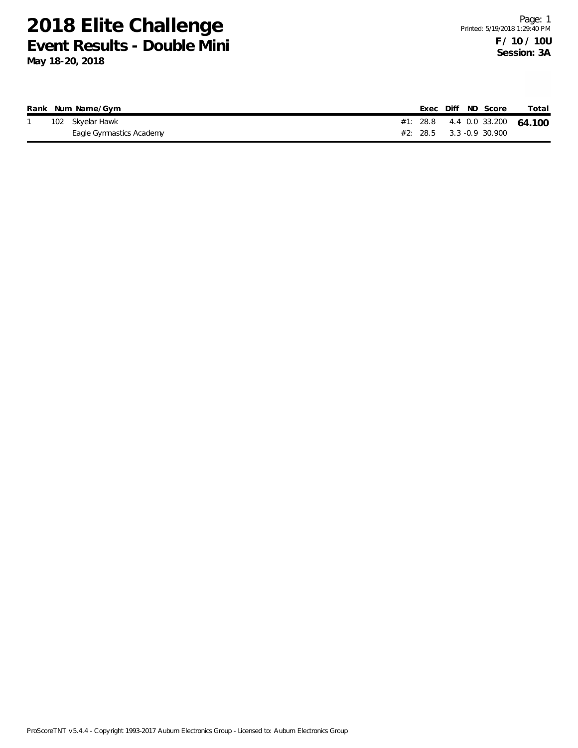# 2018 Elite Challenge

## Event Results - Double Mini

**May 18-20, 2018**

**F / 10 / 10U**
**Session: 3A**

| Rank | Num | Name/Gym | | Exec | Diff | ND | Score | Total |
|---|---|---|---|---|---|---|---|---|
| 1 | 102 | Skyelar Hawk | #1: | 28.8 | 4.4 | 0.0 | 33.200 | **64.100** |
| | | Eagle Gymnastics Academy | #2: | 28.5 | 3.3 | -0.9 | 30.900 | |

ProScoreTNT v5.4.4 - Copyright 1993-2017 Auburn Electronics Group - Licensed to: Auburn Electronics Group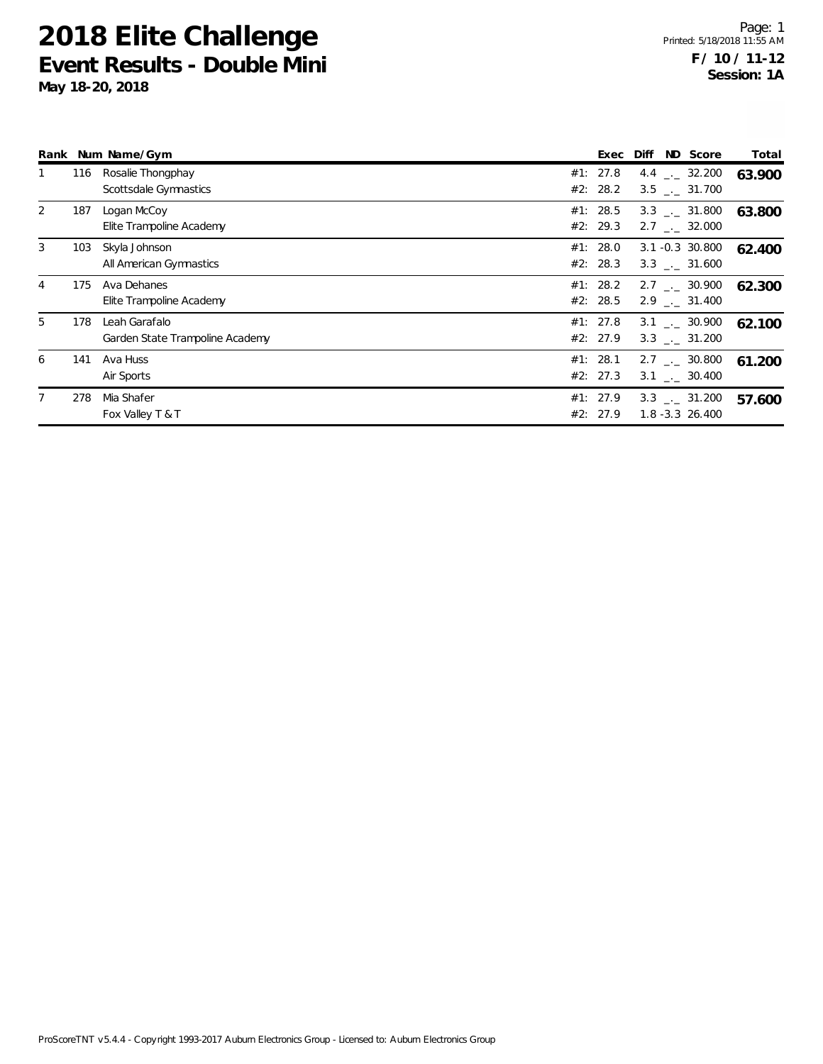# 2018 Elite Challenge

## Event Results - Double Mini

**May 18-20, 2018**

Page: 1
Printed: 5/18/2018 11:55 AM

**F / 10 / 11-12**
**Session: 1A**

| Rank | Num | Name/Gym | | Exec | Diff | ND | Score | Total |
|---|---|---|---|---|---|---|---|---|
| 1 | 116 | Rosalie Thongphay | #1: | 27.8 | 4.4 | _._ | 32.200 | **63.900** |
| | | Scottsdale Gymnastics | #2: | 28.2 | 3.5 | _._ | 31.700 | |
| 2 | 187 | Logan McCoy | #1: | 28.5 | 3.3 | _._ | 31.800 | **63.800** |
| | | Elite Trampoline Academy | #2: | 29.3 | 2.7 | _._ | 32.000 | |
| 3 | 103 | Skyla Johnson | #1: | 28.0 | 3.1 | -0.3 | 30.800 | **62.400** |
| | | All American Gymnastics | #2: | 28.3 | 3.3 | _._ | 31.600 | |
| 4 | 175 | Ava Dehanes | #1: | 28.2 | 2.7 | _._ | 30.900 | **62.300** |
| | | Elite Trampoline Academy | #2: | 28.5 | 2.9 | _._ | 31.400 | |
| 5 | 178 | Leah Garafalo | #1: | 27.8 | 3.1 | _._ | 30.900 | **62.100** |
| | | Garden State Trampoline Academy | #2: | 27.9 | 3.3 | _._ | 31.200 | |
| 6 | 141 | Ava Huss | #1: | 28.1 | 2.7 | _._ | 30.800 | **61.200** |
| | | Air Sports | #2: | 27.3 | 3.1 | _._ | 30.400 | |
| 7 | 278 | Mia Shafer | #1: | 27.9 | 3.3 | _._ | 31.200 | **57.600** |
| | | Fox Valley T & T | #2: | 27.9 | 1.8 | -3.3 | 26.400 | |

ProScoreTNT v5.4.4 - Copyright 1993-2017 Auburn Electronics Group - Licensed to: Auburn Electronics Group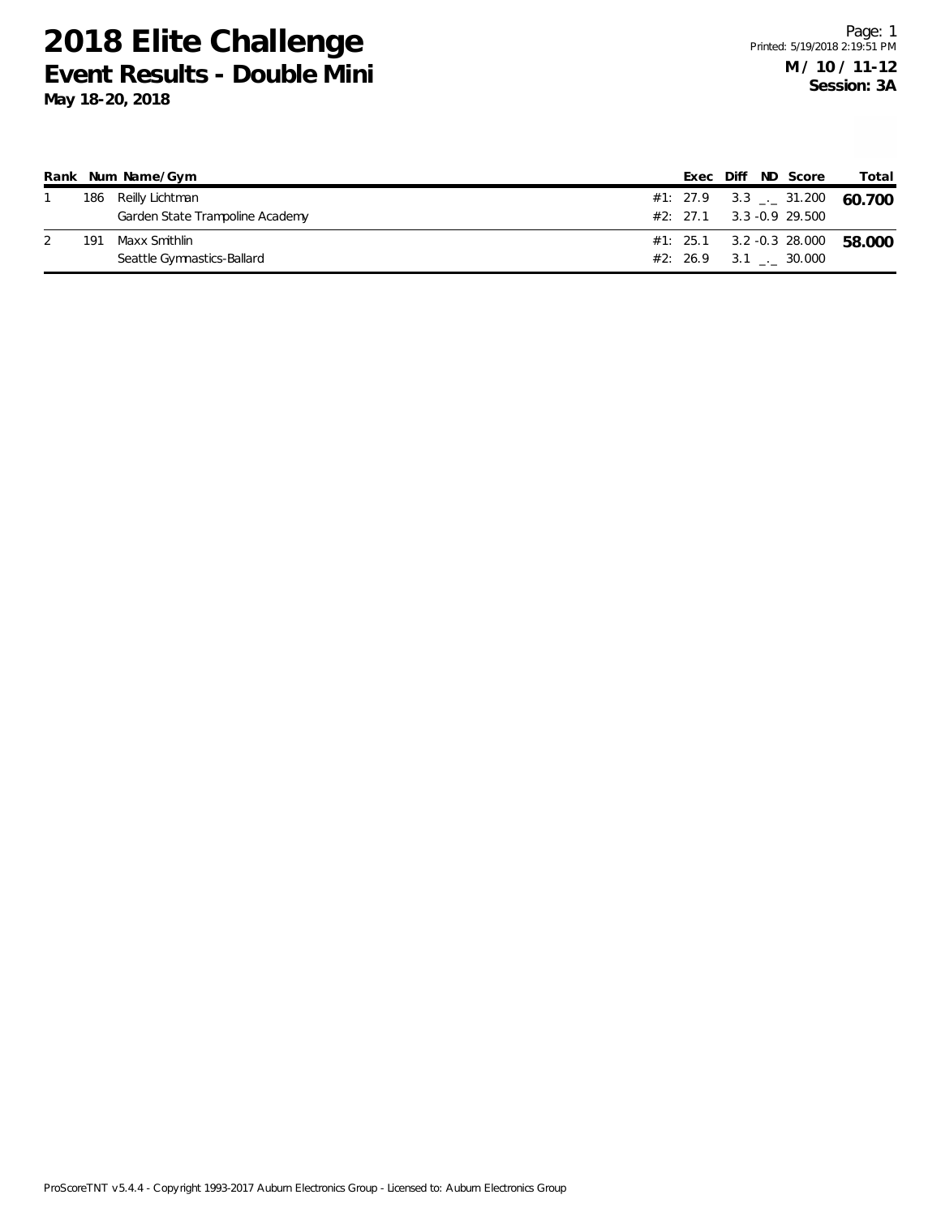# 2018 Elite Challenge

## Event Results - Double Mini

**May 18-20, 2018**

**M / 10 / 11-12**
**Session: 3A**

| Rank | Num | Name/Gym | | Exec | Diff | ND | Score | Total |
|---|---|---|---|---|---|---|---|---|
| 1 | 186 | Reilly Lichtman | #1: | 27.9 | 3.3 | _._ | 31.200 | **60.700** |
| | | Garden State Trampoline Academy | #2: | 27.1 | 3.3 | -0.9 | 29.500 | |
| 2 | 191 | Maxx Smithlin | #1: | 25.1 | 3.2 | -0.3 | 28.000 | **58.000** |
| | | Seattle Gymnastics-Ballard | #2: | 26.9 | 3.1 | _._ | 30.000 | |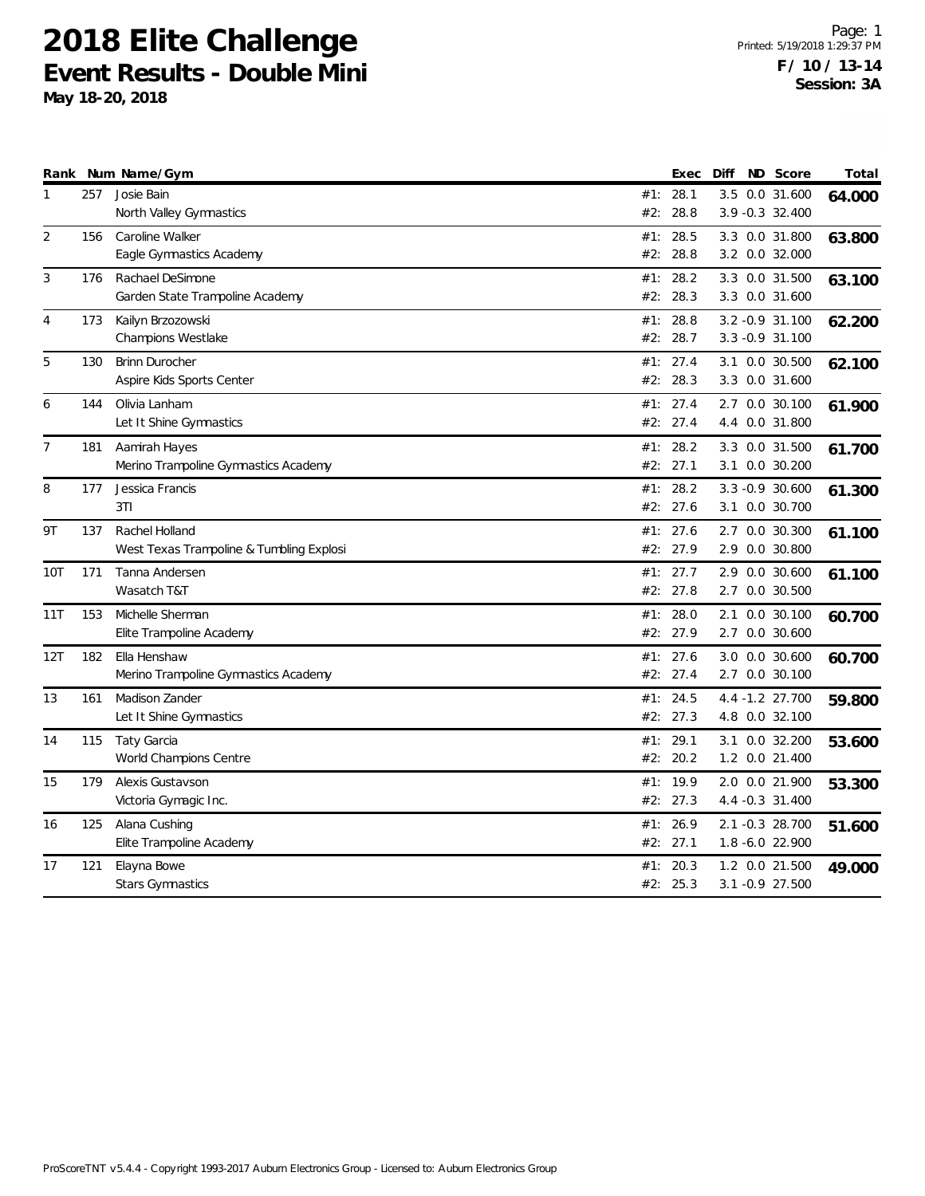# 2018 Elite Challenge

## Event Results - Double Mini

**May 18-20, 2018**

**F / 10 / 13-14**
**Session: 3A**

| Rank | Num | Name/Gym | | Exec | Diff | ND | Score | Total |
|---|---|---|---|---|---|---|---|---|
| 1 | 257 | Josie Bain | #1: | 28.1 | 3.5 | 0.0 | 31.600 | **64.000** |
| | | North Valley Gymnastics | #2: | 28.8 | 3.9 | -0.3 | 32.400 | |
| 2 | 156 | Caroline Walker | #1: | 28.5 | 3.3 | 0.0 | 31.800 | **63.800** |
| | | Eagle Gymnastics Academy | #2: | 28.8 | 3.2 | 0.0 | 32.000 | |
| 3 | 176 | Rachael DeSimone | #1: | 28.2 | 3.3 | 0.0 | 31.500 | **63.100** |
| | | Garden State Trampoline Academy | #2: | 28.3 | 3.3 | 0.0 | 31.600 | |
| 4 | 173 | Kailyn Brzozowski | #1: | 28.8 | 3.2 | -0.9 | 31.100 | **62.200** |
| | | Champions Westlake | #2: | 28.7 | 3.3 | -0.9 | 31.100 | |
| 5 | 130 | Brinn Durocher | #1: | 27.4 | 3.1 | 0.0 | 30.500 | **62.100** |
| | | Aspire Kids Sports Center | #2: | 28.3 | 3.3 | 0.0 | 31.600 | |
| 6 | 144 | Olivia Lanham | #1: | 27.4 | 2.7 | 0.0 | 30.100 | **61.900** |
| | | Let It Shine Gymnastics | #2: | 27.4 | 4.4 | 0.0 | 31.800 | |
| 7 | 181 | Aamirah Hayes | #1: | 28.2 | 3.3 | 0.0 | 31.500 | **61.700** |
| | | Merino Trampoline Gymnastics Academy | #2: | 27.1 | 3.1 | 0.0 | 30.200 | |
| 8 | 177 | Jessica Francis | #1: | 28.2 | 3.3 | -0.9 | 30.600 | **61.300** |
| | | 3TI | #2: | 27.6 | 3.1 | 0.0 | 30.700 | |
| 9T | 137 | Rachel Holland | #1: | 27.6 | 2.7 | 0.0 | 30.300 | **61.100** |
| | | West Texas Trampoline & Tumbling Explosi | #2: | 27.9 | 2.9 | 0.0 | 30.800 | |
| 10T | 171 | Tanna Andersen | #1: | 27.7 | 2.9 | 0.0 | 30.600 | **61.100** |
| | | Wasatch T&T | #2: | 27.8 | 2.7 | 0.0 | 30.500 | |
| 11T | 153 | Michelle Sherman | #1: | 28.0 | 2.1 | 0.0 | 30.100 | **60.700** |
| | | Elite Trampoline Academy | #2: | 27.9 | 2.7 | 0.0 | 30.600 | |
| 12T | 182 | Ella Henshaw | #1: | 27.6 | 3.0 | 0.0 | 30.600 | **60.700** |
| | | Merino Trampoline Gymnastics Academy | #2: | 27.4 | 2.7 | 0.0 | 30.100 | |
| 13 | 161 | Madison Zander | #1: | 24.5 | 4.4 | -1.2 | 27.700 | **59.800** |
| | | Let It Shine Gymnastics | #2: | 27.3 | 4.8 | 0.0 | 32.100 | |
| 14 | 115 | Taty Garcia | #1: | 29.1 | 3.1 | 0.0 | 32.200 | **53.600** |
| | | World Champions Centre | #2: | 20.2 | 1.2 | 0.0 | 21.400 | |
| 15 | 179 | Alexis Gustavson | #1: | 19.9 | 2.0 | 0.0 | 21.900 | **53.300** |
| | | Victoria Gymagic Inc. | #2: | 27.3 | 4.4 | -0.3 | 31.400 | |
| 16 | 125 | Alana Cushing | #1: | 26.9 | 2.1 | -0.3 | 28.700 | **51.600** |
| | | Elite Trampoline Academy | #2: | 27.1 | 1.8 | -6.0 | 22.900 | |
| 17 | 121 | Elayna Bowe | #1: | 20.3 | 1.2 | 0.0 | 21.500 | **49.000** |
| | | Stars Gymnastics | #2: | 25.3 | 3.1 | -0.9 | 27.500 | |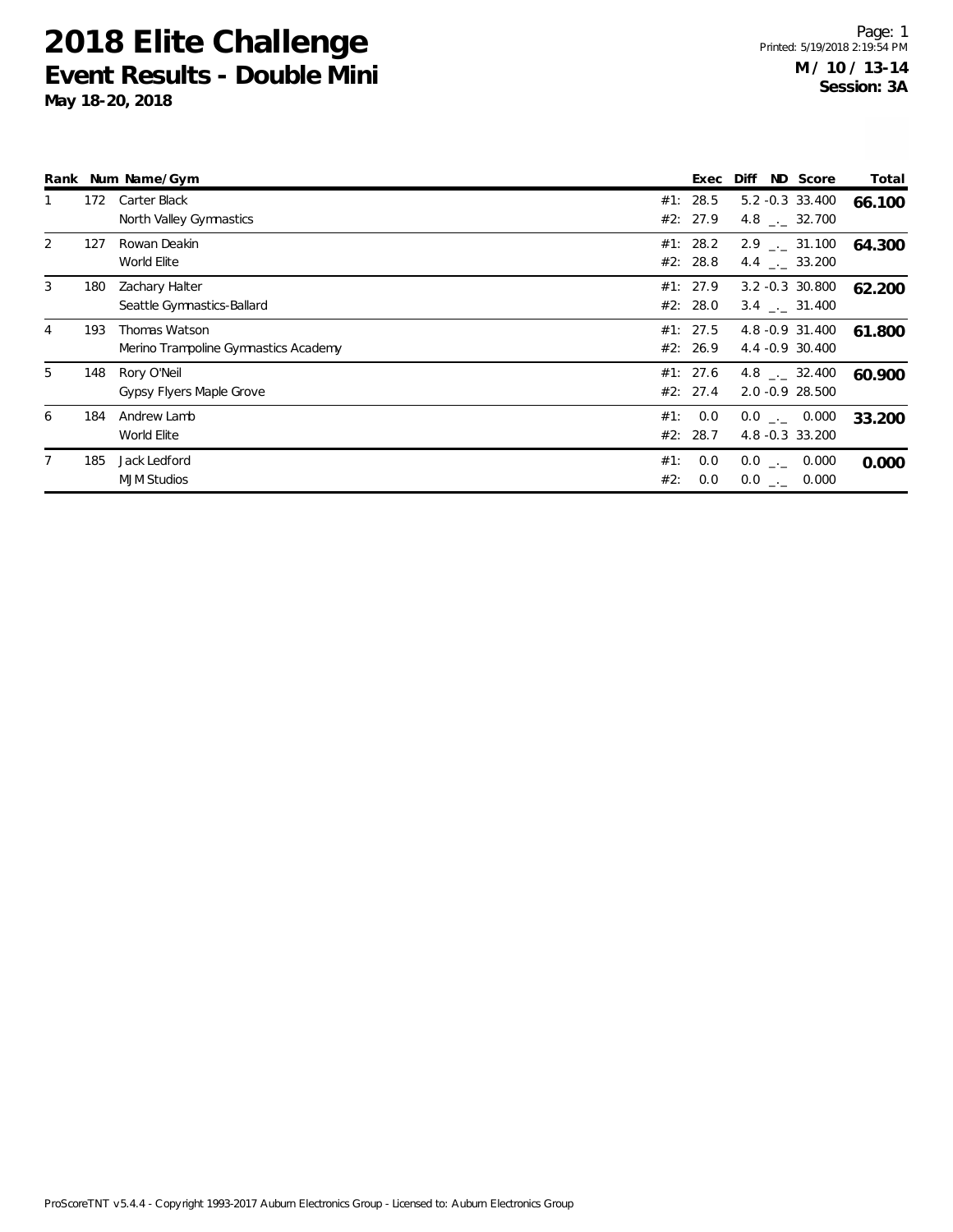# 2018 Elite Challenge

## Event Results - Double Mini

**May 18-20, 2018**

Printed: 5/19/2018 2:19:54 PM

**M / 10 / 13-14**
**Session: 3A**

| Rank | Num | Name/Gym | | Exec | Diff | ND | Score | Total |
|---|---|---|---|---|---|---|---|---|
| 1 | 172 | Carter Black | #1: | 28.5 | 5.2 | -0.3 | 33.400 | **66.100** |
| | | North Valley Gymnastics | #2: | 27.9 | 4.8 | _._ | 32.700 | |
| 2 | 127 | Rowan Deakin | #1: | 28.2 | 2.9 | _._ | 31.100 | **64.300** |
| | | World Elite | #2: | 28.8 | 4.4 | _._ | 33.200 | |
| 3 | 180 | Zachary Halter | #1: | 27.9 | 3.2 | -0.3 | 30.800 | **62.200** |
| | | Seattle Gymnastics-Ballard | #2: | 28.0 | 3.4 | _._ | 31.400 | |
| 4 | 193 | Thomas Watson | #1: | 27.5 | 4.8 | -0.9 | 31.400 | **61.800** |
| | | Merino Trampoline Gymnastics Academy | #2: | 26.9 | 4.4 | -0.9 | 30.400 | |
| 5 | 148 | Rory O'Neil | #1: | 27.6 | 4.8 | _._ | 32.400 | **60.900** |
| | | Gypsy Flyers Maple Grove | #2: | 27.4 | 2.0 | -0.9 | 28.500 | |
| 6 | 184 | Andrew Lamb | #1: | 0.0 | 0.0 | _._ | 0.000 | **33.200** |
| | | World Elite | #2: | 28.7 | 4.8 | -0.3 | 33.200 | |
| 7 | 185 | Jack Ledford | #1: | 0.0 | 0.0 | _._ | 0.000 | **0.000** |
| | | MJM Studios | #2: | 0.0 | 0.0 | _._ | 0.000 | |

ProScoreTNT v5.4.4 - Copyright 1993-2017 Auburn Electronics Group - Licensed to: Auburn Electronics Group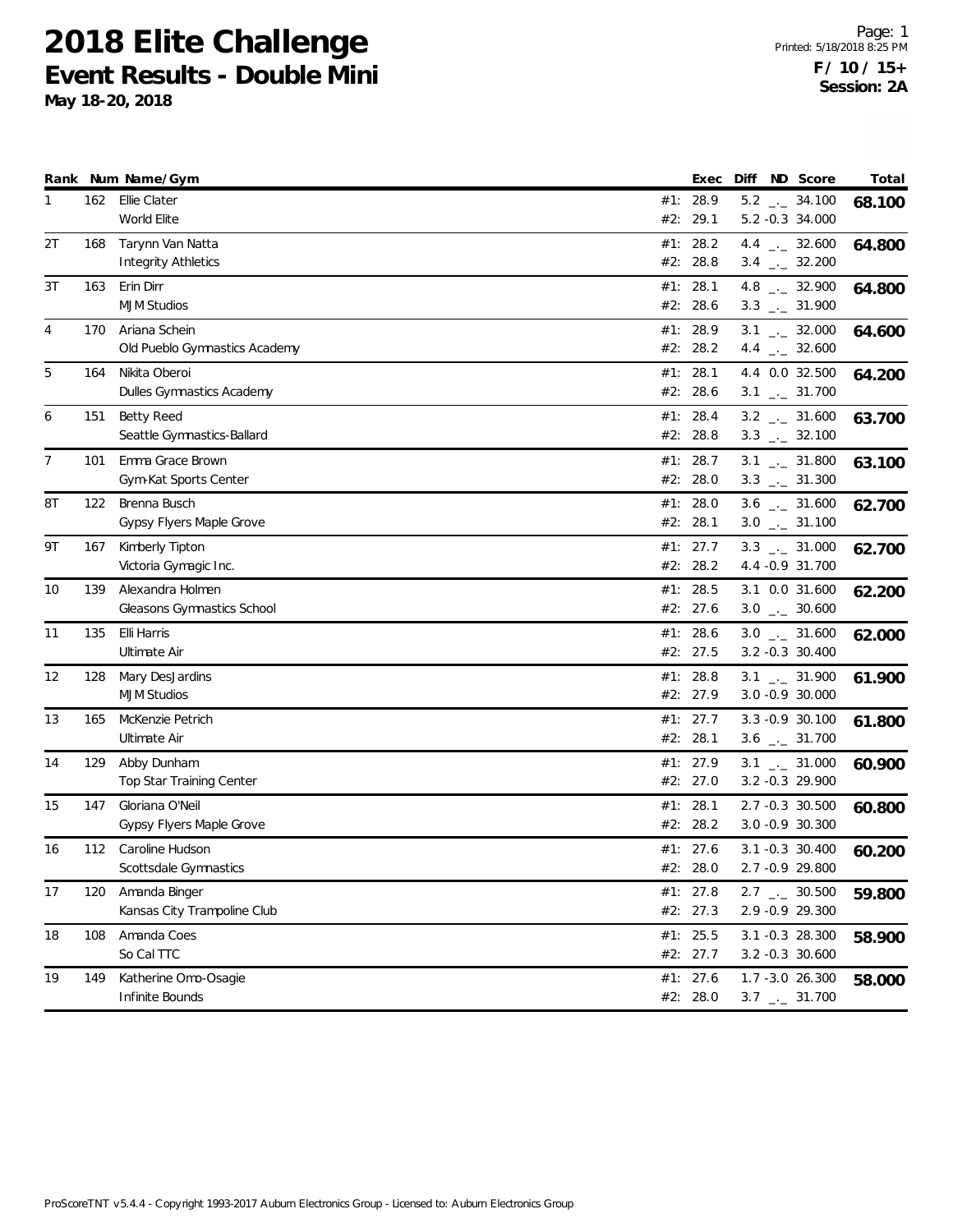# 2018 Elite Challenge

## Event Results - Double Mini

**May 18-20, 2018**

Printed: 5/18/2018 8:25 PM

**F / 10 / 15+**
**Session: 2A**

| Rank | Num | Name/Gym | | Exec | Diff | ND | Score | Total |
|---|---|---|---|---|---|---|---|---|
| 1 | 162 | Ellie Clater | #1: | 28.9 | 5.2 | _._ | 34.100 | **68.100** |
| | | World Elite | #2: | 29.1 | 5.2 | -0.3 | 34.000 | |
| 2T | 168 | Tarynn Van Natta | #1: | 28.2 | 4.4 | _._ | 32.600 | **64.800** |
| | | Integrity Athletics | #2: | 28.8 | 3.4 | _._ | 32.200 | |
| 3T | 163 | Erin Dirr | #1: | 28.1 | 4.8 | _._ | 32.900 | **64.800** |
| | | MJM Studios | #2: | 28.6 | 3.3 | _._ | 31.900 | |
| 4 | 170 | Ariana Schein | #1: | 28.9 | 3.1 | _._ | 32.000 | **64.600** |
| | | Old Pueblo Gymnastics Academy | #2: | 28.2 | 4.4 | _._ | 32.600 | |
| 5 | 164 | Nikita Oberoi | #1: | 28.1 | 4.4 | 0.0 | 32.500 | **64.200** |
| | | Dulles Gymnastics Academy | #2: | 28.6 | 3.1 | _._ | 31.700 | |
| 6 | 151 | Betty Reed | #1: | 28.4 | 3.2 | _._ | 31.600 | **63.700** |
| | | Seattle Gymnastics-Ballard | #2: | 28.8 | 3.3 | _._ | 32.100 | |
| 7 | 101 | Emma Grace Brown | #1: | 28.7 | 3.1 | _._ | 31.800 | **63.100** |
| | | Gym-Kat Sports Center | #2: | 28.0 | 3.3 | _._ | 31.300 | |
| 8T | 122 | Brenna Busch | #1: | 28.0 | 3.6 | _._ | 31.600 | **62.700** |
| | | Gypsy Flyers Maple Grove | #2: | 28.1 | 3.0 | _._ | 31.100 | |
| 9T | 167 | Kimberly Tipton | #1: | 27.7 | 3.3 | _._ | 31.000 | **62.700** |
| | | Victoria Gymagic Inc. | #2: | 28.2 | 4.4 | -0.9 | 31.700 | |
| 10 | 139 | Alexandra Holmen | #1: | 28.5 | 3.1 | 0.0 | 31.600 | **62.200** |
| | | Gleasons Gymnastics School | #2: | 27.6 | 3.0 | _._ | 30.600 | |
| 11 | 135 | Elli Harris | #1: | 28.6 | 3.0 | _._ | 31.600 | **62.000** |
| | | Ultimate Air | #2: | 27.5 | 3.2 | -0.3 | 30.400 | |
| 12 | 128 | Mary DesJardins | #1: | 28.8 | 3.1 | _._ | 31.900 | **61.900** |
| | | MJM Studios | #2: | 27.9 | 3.0 | -0.9 | 30.000 | |
| 13 | 165 | McKenzie Petrich | #1: | 27.7 | 3.3 | -0.9 | 30.100 | **61.800** |
| | | Ultimate Air | #2: | 28.1 | 3.6 | _._ | 31.700 | |
| 14 | 129 | Abby Dunham | #1: | 27.9 | 3.1 | _._ | 31.000 | **60.900** |
| | | Top Star Training Center | #2: | 27.0 | 3.2 | -0.3 | 29.900 | |
| 15 | 147 | Gloriana O'Neil | #1: | 28.1 | 2.7 | -0.3 | 30.500 | **60.800** |
| | | Gypsy Flyers Maple Grove | #2: | 28.2 | 3.0 | -0.9 | 30.300 | |
| 16 | 112 | Caroline Hudson | #1: | 27.6 | 3.1 | -0.3 | 30.400 | **60.200** |
| | | Scottsdale Gymnastics | #2: | 28.0 | 2.7 | -0.9 | 29.800 | |
| 17 | 120 | Amanda Binger | #1: | 27.8 | 2.7 | _._ | 30.500 | **59.800** |
| | | Kansas City Trampoline Club | #2: | 27.3 | 2.9 | -0.9 | 29.300 | |
| 18 | 108 | Amanda Coes | #1: | 25.5 | 3.1 | -0.3 | 28.300 | **58.900** |
| | | So Cal TTC | #2: | 27.7 | 3.2 | -0.3 | 30.600 | |
| 19 | 149 | Katherine Omo-Osagie | #1: | 27.6 | 1.7 | -3.0 | 26.300 | **58.000** |
| | | Infinite Bounds | #2: | 28.0 | 3.7 | _._ | 31.700 | |

ProScoreTNT v5.4.4 - Copyright 1993-2017 Auburn Electronics Group - Licensed to: Auburn Electronics Group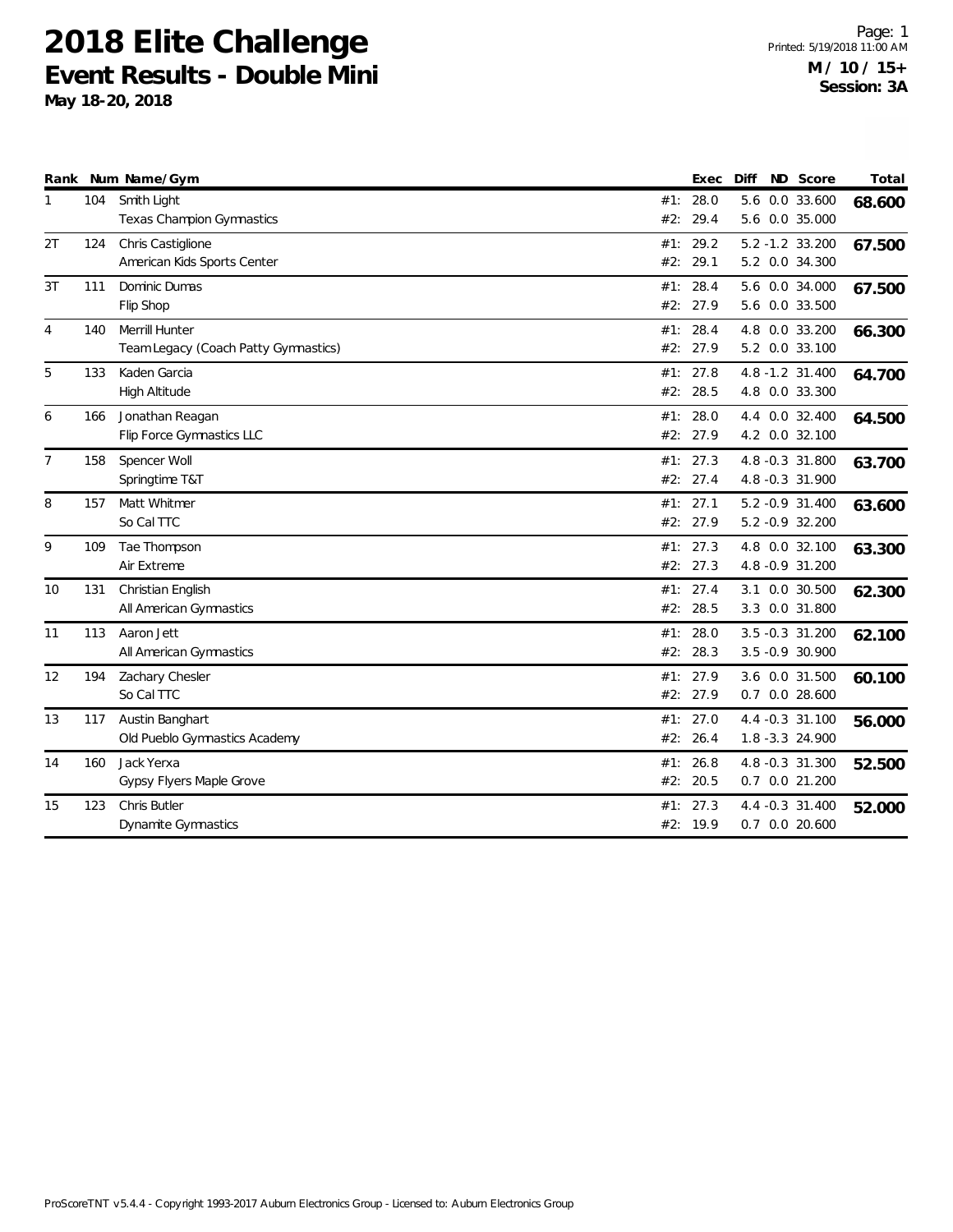# 2018 Elite Challenge
## Event Results - Double Mini
**May 18-20, 2018**

Printed: 5/19/2018 11:00 AM

**M / 10 / 15+**
**Session: 3A**

| Rank | Num | Name/Gym | | Exec | Diff | ND | Score | Total |
|---|---|---|---|---|---|---|---|---|
| 1 | 104 | Smith Light | #1: | 28.0 | 5.6 | 0.0 | 33.600 | **68.600** |
| | | Texas Champion Gymnastics | #2: | 29.4 | 5.6 | 0.0 | 35.000 | |
| 2T | 124 | Chris Castiglione | #1: | 29.2 | 5.2 | -1.2 | 33.200 | **67.500** |
| | | American Kids Sports Center | #2: | 29.1 | 5.2 | 0.0 | 34.300 | |
| 3T | 111 | Dominic Dumas | #1: | 28.4 | 5.6 | 0.0 | 34.000 | **67.500** |
| | | Flip Shop | #2: | 27.9 | 5.6 | 0.0 | 33.500 | |
| 4 | 140 | Merrill Hunter | #1: | 28.4 | 4.8 | 0.0 | 33.200 | **66.300** |
| | | Team Legacy (Coach Patty Gymnastics) | #2: | 27.9 | 5.2 | 0.0 | 33.100 | |
| 5 | 133 | Kaden Garcia | #1: | 27.8 | 4.8 | -1.2 | 31.400 | **64.700** |
| | | High Altitude | #2: | 28.5 | 4.8 | 0.0 | 33.300 | |
| 6 | 166 | Jonathan Reagan | #1: | 28.0 | 4.4 | 0.0 | 32.400 | **64.500** |
| | | Flip Force Gymnastics LLC | #2: | 27.9 | 4.2 | 0.0 | 32.100 | |
| 7 | 158 | Spencer Woll | #1: | 27.3 | 4.8 | -0.3 | 31.800 | **63.700** |
| | | Springtime T&T | #2: | 27.4 | 4.8 | -0.3 | 31.900 | |
| 8 | 157 | Matt Whitmer | #1: | 27.1 | 5.2 | -0.9 | 31.400 | **63.600** |
| | | So Cal TTC | #2: | 27.9 | 5.2 | -0.9 | 32.200 | |
| 9 | 109 | Tae Thompson | #1: | 27.3 | 4.8 | 0.0 | 32.100 | **63.300** |
| | | Air Extreme | #2: | 27.3 | 4.8 | -0.9 | 31.200 | |
| 10 | 131 | Christian English | #1: | 27.4 | 3.1 | 0.0 | 30.500 | **62.300** |
| | | All American Gymnastics | #2: | 28.5 | 3.3 | 0.0 | 31.800 | |
| 11 | 113 | Aaron Jett | #1: | 28.0 | 3.5 | -0.3 | 31.200 | **62.100** |
| | | All American Gymnastics | #2: | 28.3 | 3.5 | -0.9 | 30.900 | |
| 12 | 194 | Zachary Chesler | #1: | 27.9 | 3.6 | 0.0 | 31.500 | **60.100** |
| | | So Cal TTC | #2: | 27.9 | 0.7 | 0.0 | 28.600 | |
| 13 | 117 | Austin Banghart | #1: | 27.0 | 4.4 | -0.3 | 31.100 | **56.000** |
| | | Old Pueblo Gymnastics Academy | #2: | 26.4 | 1.8 | -3.3 | 24.900 | |
| 14 | 160 | Jack Yerxa | #1: | 26.8 | 4.8 | -0.3 | 31.300 | **52.500** |
| | | Gypsy Flyers Maple Grove | #2: | 20.5 | 0.7 | 0.0 | 21.200 | |
| 15 | 123 | Chris Butler | #1: | 27.3 | 4.4 | -0.3 | 31.400 | **52.000** |
| | | Dynamite Gymnastics | #2: | 19.9 | 0.7 | 0.0 | 20.600 | |

ProScoreTNT v5.4.4 - Copyright 1993-2017 Auburn Electronics Group - Licensed to: Auburn Electronics Group